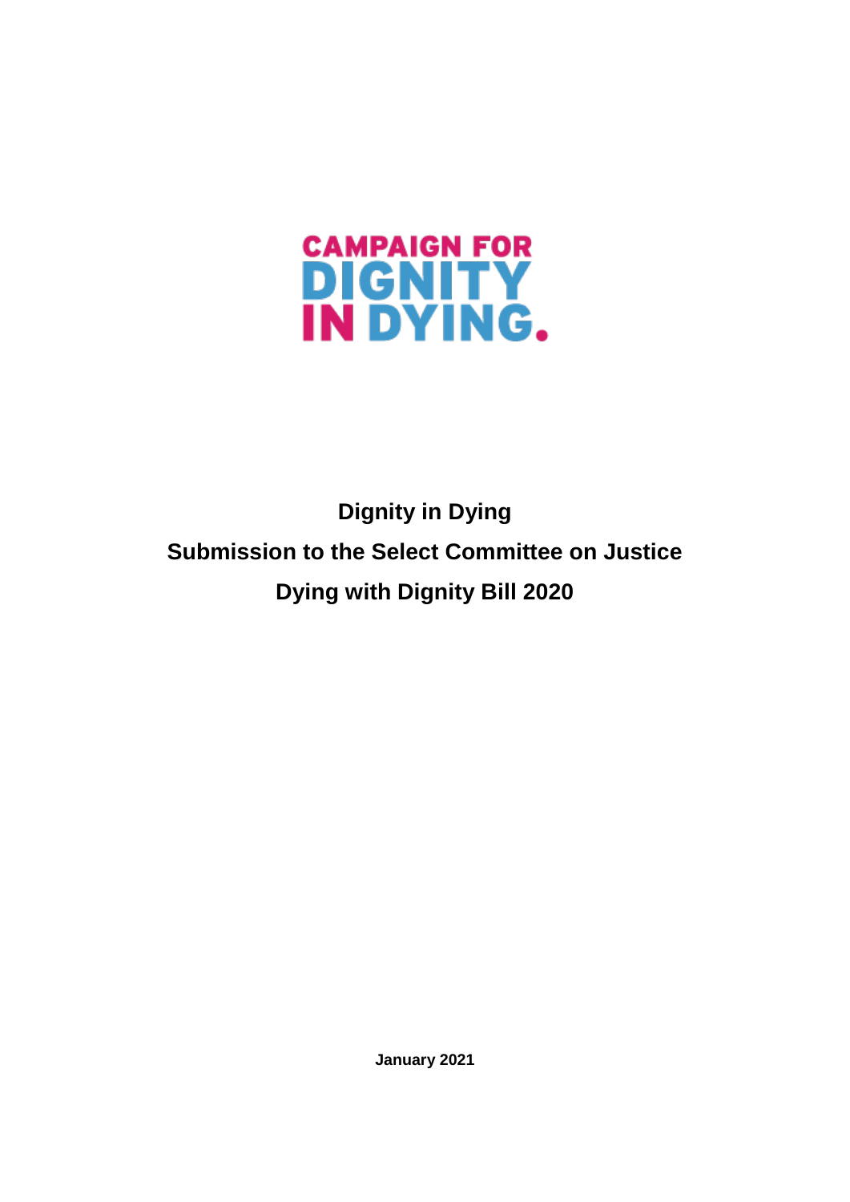CAMPAIGN FOR DIGNITY IN DYING.

# Dignity in Dying

# Submission to the Select Committee on Justice

# Dying with Dignity Bill 2020

**January 2021**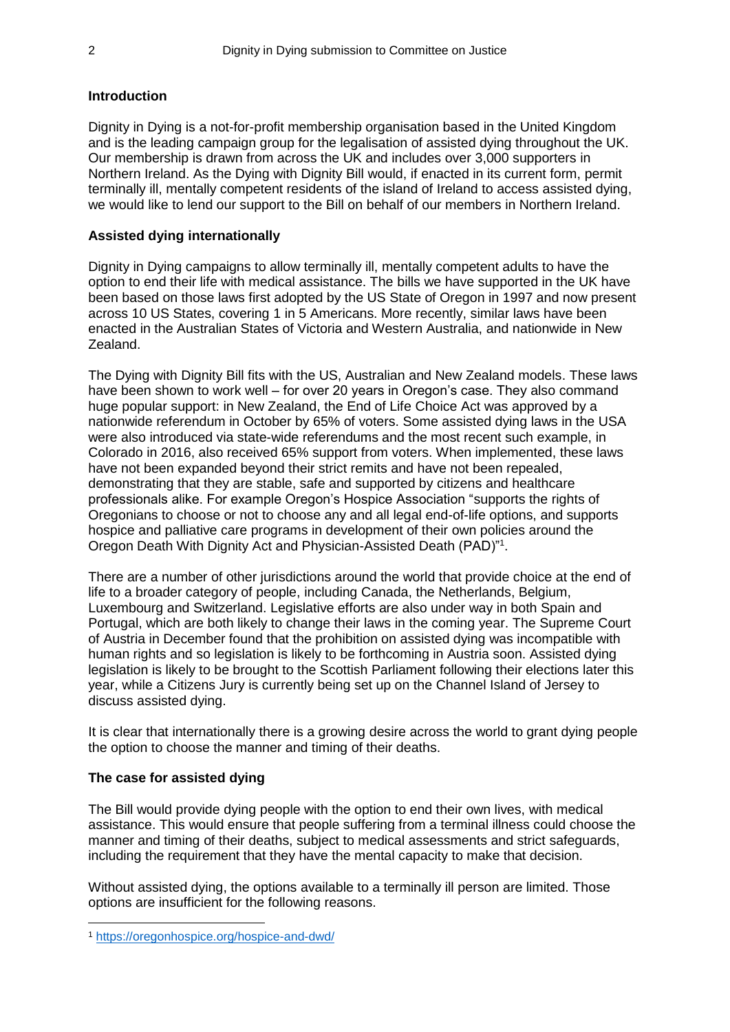## Introduction

Dignity in Dying is a not-for-profit membership organisation based in the United Kingdom and is the leading campaign group for the legalisation of assisted dying throughout the UK. Our membership is drawn from across the UK and includes over 3,000 supporters in Northern Ireland. As the Dying with Dignity Bill would, if enacted in its current form, permit terminally ill, mentally competent residents of the island of Ireland to access assisted dying, we would like to lend our support to the Bill on behalf of our members in Northern Ireland.

## Assisted dying internationally

Dignity in Dying campaigns to allow terminally ill, mentally competent adults to have the option to end their life with medical assistance. The bills we have supported in the UK have been based on those laws first adopted by the US State of Oregon in 1997 and now present across 10 US States, covering 1 in 5 Americans. More recently, similar laws have been enacted in the Australian States of Victoria and Western Australia, and nationwide in New Zealand.

The Dying with Dignity Bill fits with the US, Australian and New Zealand models. These laws have been shown to work well – for over 20 years in Oregon's case. They also command huge popular support: in New Zealand, the End of Life Choice Act was approved by a nationwide referendum in October by 65% of voters. Some assisted dying laws in the USA were also introduced via state-wide referendums and the most recent such example, in Colorado in 2016, also received 65% support from voters. When implemented, these laws have not been expanded beyond their strict remits and have not been repealed, demonstrating that they are stable, safe and supported by citizens and healthcare professionals alike. For example Oregon's Hospice Association "supports the rights of Oregonians to choose or not to choose any and all legal end-of-life options, and supports hospice and palliative care programs in development of their own policies around the Oregon Death With Dignity Act and Physician-Assisted Death (PAD)"[1].

There are a number of other jurisdictions around the world that provide choice at the end of life to a broader category of people, including Canada, the Netherlands, Belgium, Luxembourg and Switzerland. Legislative efforts are also under way in both Spain and Portugal, which are both likely to change their laws in the coming year. The Supreme Court of Austria in December found that the prohibition on assisted dying was incompatible with human rights and so legislation is likely to be forthcoming in Austria soon. Assisted dying legislation is likely to be brought to the Scottish Parliament following their elections later this year, while a Citizens Jury is currently being set up on the Channel Island of Jersey to discuss assisted dying.

It is clear that internationally there is a growing desire across the world to grant dying people the option to choose the manner and timing of their deaths.

## The case for assisted dying

The Bill would provide dying people with the option to end their own lives, with medical assistance. This would ensure that people suffering from a terminal illness could choose the manner and timing of their deaths, subject to medical assessments and strict safeguards, including the requirement that they have the mental capacity to make that decision.

Without assisted dying, the options available to a terminally ill person are limited. Those options are insufficient for the following reasons.

---

[1] https://oregonhospice.org/hospice-and-dwd/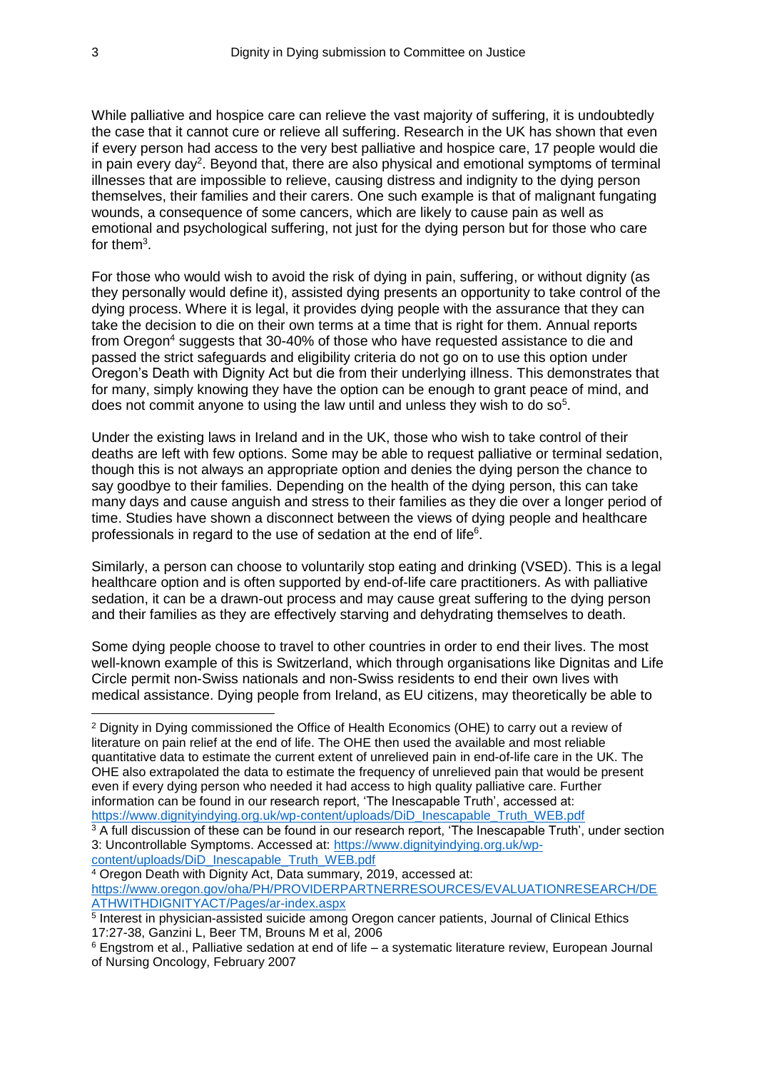While palliative and hospice care can relieve the vast majority of suffering, it is undoubtedly the case that it cannot cure or relieve all suffering. Research in the UK has shown that even if every person had access to the very best palliative and hospice care, 17 people would die in pain every day[2]. Beyond that, there are also physical and emotional symptoms of terminal illnesses that are impossible to relieve, causing distress and indignity to the dying person themselves, their families and their carers. One such example is that of malignant fungating wounds, a consequence of some cancers, which are likely to cause pain as well as emotional and psychological suffering, not just for the dying person but for those who care for them[3].

For those who would wish to avoid the risk of dying in pain, suffering, or without dignity (as they personally would define it), assisted dying presents an opportunity to take control of the dying process. Where it is legal, it provides dying people with the assurance that they can take the decision to die on their own terms at a time that is right for them. Annual reports from Oregon[4] suggests that 30-40% of those who have requested assistance to die and passed the strict safeguards and eligibility criteria do not go on to use this option under Oregon's Death with Dignity Act but die from their underlying illness. This demonstrates that for many, simply knowing they have the option can be enough to grant peace of mind, and does not commit anyone to using the law until and unless they wish to do so[5].

Under the existing laws in Ireland and in the UK, those who wish to take control of their deaths are left with few options. Some may be able to request palliative or terminal sedation, though this is not always an appropriate option and denies the dying person the chance to say goodbye to their families. Depending on the health of the dying person, this can take many days and cause anguish and stress to their families as they die over a longer period of time. Studies have shown a disconnect between the views of dying people and healthcare professionals in regard to the use of sedation at the end of life[6].

Similarly, a person can choose to voluntarily stop eating and drinking (VSED). This is a legal healthcare option and is often supported by end-of-life care practitioners. As with palliative sedation, it can be a drawn-out process and may cause great suffering to the dying person and their families as they are effectively starving and dehydrating themselves to death.

Some dying people choose to travel to other countries in order to end their lives. The most well-known example of this is Switzerland, which through organisations like Dignitas and Life Circle permit non-Swiss nationals and non-Swiss residents to end their own lives with medical assistance. Dying people from Ireland, as EU citizens, may theoretically be able to

---

[2] Dignity in Dying commissioned the Office of Health Economics (OHE) to carry out a review of literature on pain relief at the end of life. The OHE then used the available and most reliable quantitative data to estimate the current extent of unrelieved pain in end-of-life care in the UK. The OHE also extrapolated the data to estimate the frequency of unrelieved pain that would be present even if every dying person who needed it had access to high quality palliative care. Further information can be found in our research report, 'The Inescapable Truth', accessed at: https://www.dignityindying.org.uk/wp-content/uploads/DiD_Inescapable_Truth_WEB.pdf

[3] A full discussion of these can be found in our research report, 'The Inescapable Truth', under section 3: Uncontrollable Symptoms. Accessed at: https://www.dignityindying.org.uk/wp-content/uploads/DiD_Inescapable_Truth_WEB.pdf

[4] Oregon Death with Dignity Act, Data summary, 2019, accessed at: https://www.oregon.gov/oha/PH/PROVIDERPARTNERRESOURCES/EVALUATIONRESEARCH/DEATHWITHDIGNITYACT/Pages/ar-index.aspx

[5] Interest in physician-assisted suicide among Oregon cancer patients, Journal of Clinical Ethics 17:27-38, Ganzini L, Beer TM, Brouns M et al, 2006

[6] Engstrom et al., Palliative sedation at end of life – a systematic literature review, European Journal of Nursing Oncology, February 2007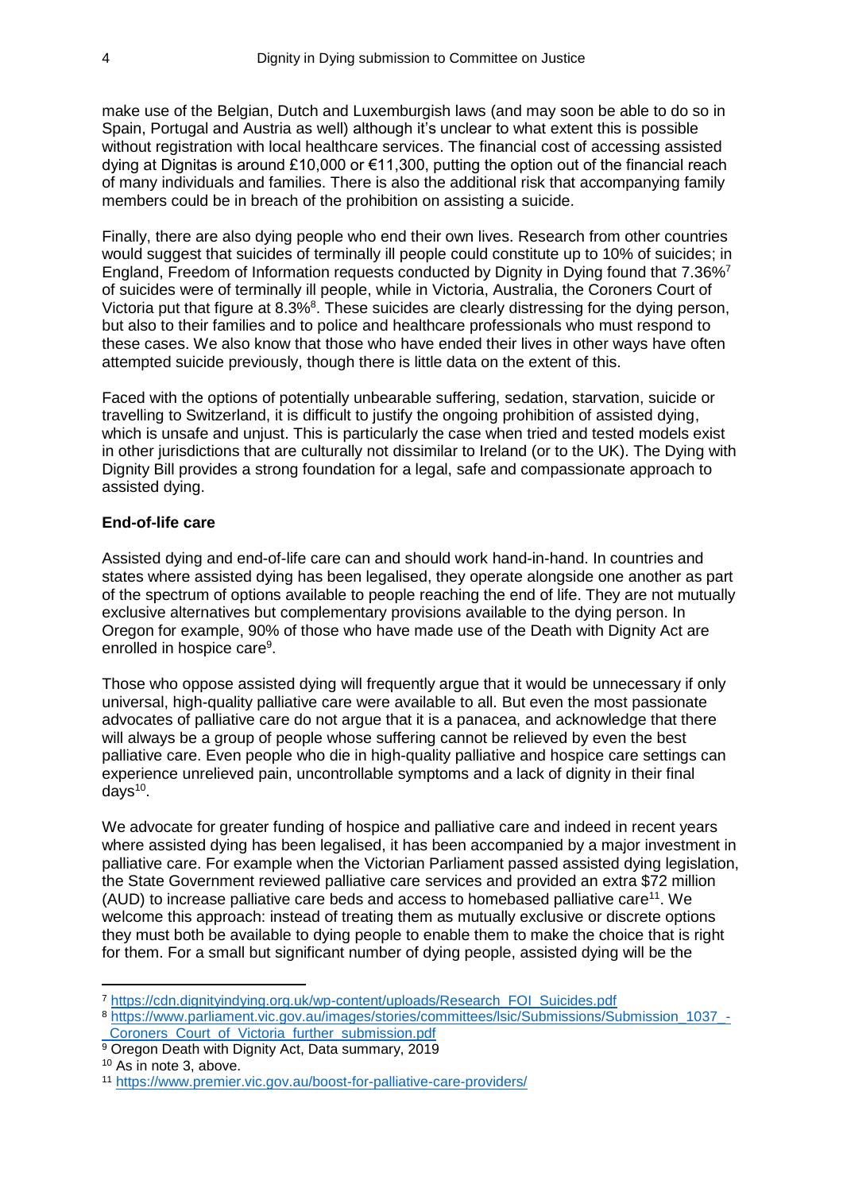make use of the Belgian, Dutch and Luxemburgish laws (and may soon be able to do so in Spain, Portugal and Austria as well) although it's unclear to what extent this is possible without registration with local healthcare services. The financial cost of accessing assisted dying at Dignitas is around £10,000 or €11,300, putting the option out of the financial reach of many individuals and families. There is also the additional risk that accompanying family members could be in breach of the prohibition on assisting a suicide.

Finally, there are also dying people who end their own lives. Research from other countries would suggest that suicides of terminally ill people could constitute up to 10% of suicides; in England, Freedom of Information requests conducted by Dignity in Dying found that 7.36%[7] of suicides were of terminally ill people, while in Victoria, Australia, the Coroners Court of Victoria put that figure at 8.3%[8]. These suicides are clearly distressing for the dying person, but also to their families and to police and healthcare professionals who must respond to these cases. We also know that those who have ended their lives in other ways have often attempted suicide previously, though there is little data on the extent of this.

Faced with the options of potentially unbearable suffering, sedation, starvation, suicide or travelling to Switzerland, it is difficult to justify the ongoing prohibition of assisted dying, which is unsafe and unjust. This is particularly the case when tried and tested models exist in other jurisdictions that are culturally not dissimilar to Ireland (or to the UK). The Dying with Dignity Bill provides a strong foundation for a legal, safe and compassionate approach to assisted dying.

**End-of-life care**

Assisted dying and end-of-life care can and should work hand-in-hand. In countries and states where assisted dying has been legalised, they operate alongside one another as part of the spectrum of options available to people reaching the end of life. They are not mutually exclusive alternatives but complementary provisions available to the dying person. In Oregon for example, 90% of those who have made use of the Death with Dignity Act are enrolled in hospice care[9].

Those who oppose assisted dying will frequently argue that it would be unnecessary if only universal, high-quality palliative care were available to all. But even the most passionate advocates of palliative care do not argue that it is a panacea, and acknowledge that there will always be a group of people whose suffering cannot be relieved by even the best palliative care. Even people who die in high-quality palliative and hospice care settings can experience unrelieved pain, uncontrollable symptoms and a lack of dignity in their final days[10].

We advocate for greater funding of hospice and palliative care and indeed in recent years where assisted dying has been legalised, it has been accompanied by a major investment in palliative care. For example when the Victorian Parliament passed assisted dying legislation, the State Government reviewed palliative care services and provided an extra $72 million (AUD) to increase palliative care beds and access to homebased palliative care[11]. We welcome this approach: instead of treating them as mutually exclusive or discrete options they must both be available to dying people to enable them to make the choice that is right for them. For a small but significant number of dying people, assisted dying will be the

---

[7] https://cdn.dignityindying.org.uk/wp-content/uploads/Research_FOI_Suicides.pdf

[8] https://www.parliament.vic.gov.au/images/stories/committees/lsic/Submissions/Submission_1037_-_Coroners_Court_of_Victoria_further_submission.pdf

[9] Oregon Death with Dignity Act, Data summary, 2019

[10] As in note 3, above.

[11] https://www.premier.vic.gov.au/boost-for-palliative-care-providers/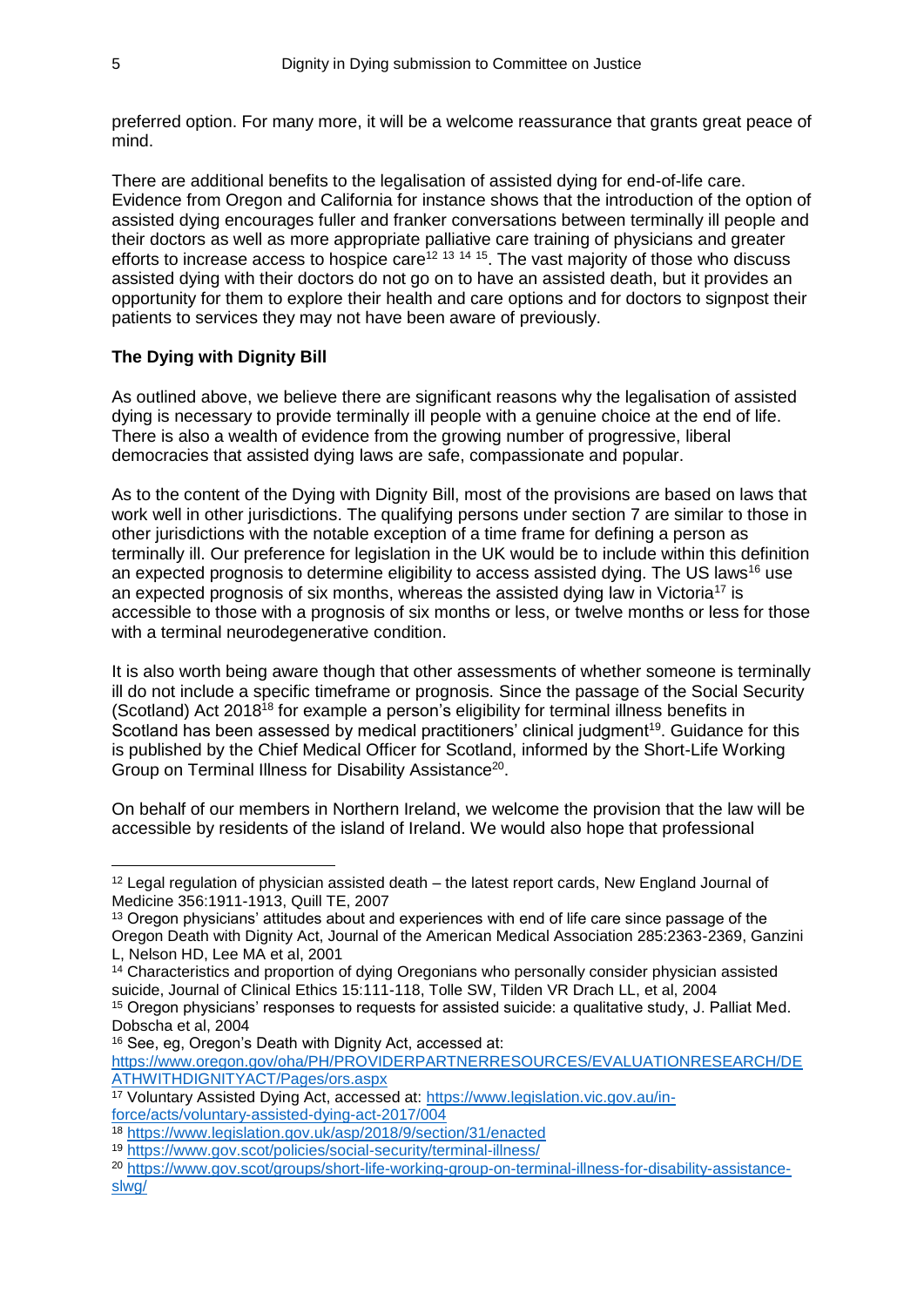preferred option. For many more, it will be a welcome reassurance that grants great peace of mind.

There are additional benefits to the legalisation of assisted dying for end-of-life care. Evidence from Oregon and California for instance shows that the introduction of the option of assisted dying encourages fuller and franker conversations between terminally ill people and their doctors as well as more appropriate palliative care training of physicians and greater efforts to increase access to hospice care[12 13 14 15]. The vast majority of those who discuss assisted dying with their doctors do not go on to have an assisted death, but it provides an opportunity for them to explore their health and care options and for doctors to signpost their patients to services they may not have been aware of previously.

**The Dying with Dignity Bill**

As outlined above, we believe there are significant reasons why the legalisation of assisted dying is necessary to provide terminally ill people with a genuine choice at the end of life. There is also a wealth of evidence from the growing number of progressive, liberal democracies that assisted dying laws are safe, compassionate and popular.

As to the content of the Dying with Dignity Bill, most of the provisions are based on laws that work well in other jurisdictions. The qualifying persons under section 7 are similar to those in other jurisdictions with the notable exception of a time frame for defining a person as terminally ill. Our preference for legislation in the UK would be to include within this definition an expected prognosis to determine eligibility to access assisted dying. The US laws[16] use an expected prognosis of six months, whereas the assisted dying law in Victoria[17] is accessible to those with a prognosis of six months or less, or twelve months or less for those with a terminal neurodegenerative condition.

It is also worth being aware though that other assessments of whether someone is terminally ill do not include a specific timeframe or prognosis. Since the passage of the Social Security (Scotland) Act 2018[18] for example a person's eligibility for terminal illness benefits in Scotland has been assessed by medical practitioners' clinical judgment[19]. Guidance for this is published by the Chief Medical Officer for Scotland, informed by the Short-Life Working Group on Terminal Illness for Disability Assistance[20].

On behalf of our members in Northern Ireland, we welcome the provision that the law will be accessible by residents of the island of Ireland. We would also hope that professional

---

[12] Legal regulation of physician assisted death – the latest report cards, New England Journal of Medicine 356:1911-1913, Quill TE, 2007

[13] Oregon physicians' attitudes about and experiences with end of life care since passage of the Oregon Death with Dignity Act, Journal of the American Medical Association 285:2363-2369, Ganzini L, Nelson HD, Lee MA et al, 2001

[14] Characteristics and proportion of dying Oregonians who personally consider physician assisted suicide, Journal of Clinical Ethics 15:111-118, Tolle SW, Tilden VR Drach LL, et al, 2004

[15] Oregon physicians' responses to requests for assisted suicide: a qualitative study, J. Palliat Med. Dobscha et al, 2004

[16] See, eg, Oregon's Death with Dignity Act, accessed at: https://www.oregon.gov/oha/PH/PROVIDERPARTNERRESOURCES/EVALUATIONRESEARCH/DEATHWITHDIGNITYACT/Pages/ors.aspx

[17] Voluntary Assisted Dying Act, accessed at: https://www.legislation.vic.gov.au/in-force/acts/voluntary-assisted-dying-act-2017/004

[18] https://www.legislation.gov.uk/asp/2018/9/section/31/enacted

[19] https://www.gov.scot/policies/social-security/terminal-illness/

[20] https://www.gov.scot/groups/short-life-working-group-on-terminal-illness-for-disability-assistance-slwg/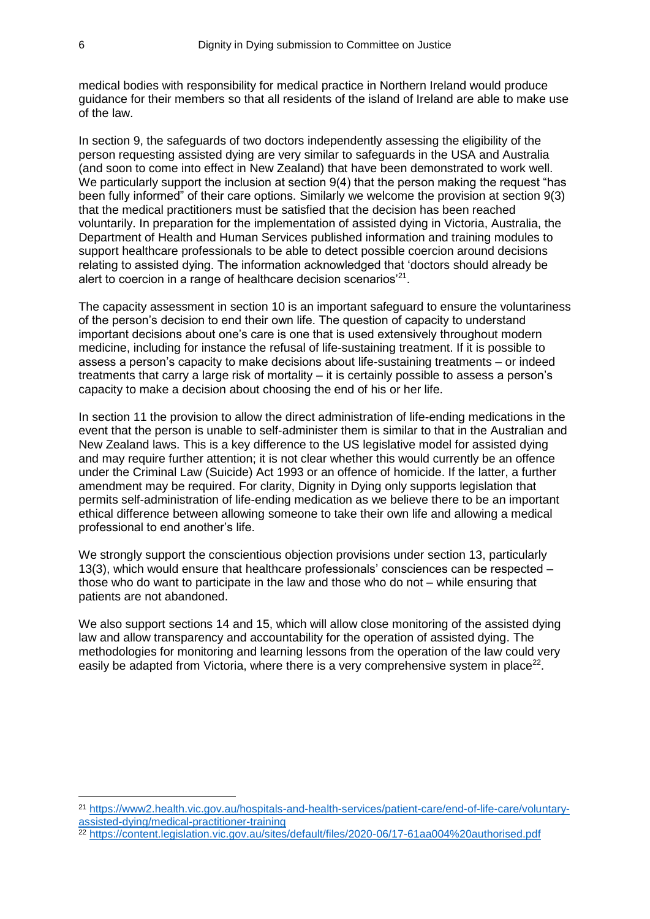medical bodies with responsibility for medical practice in Northern Ireland would produce guidance for their members so that all residents of the island of Ireland are able to make use of the law.

In section 9, the safeguards of two doctors independently assessing the eligibility of the person requesting assisted dying are very similar to safeguards in the USA and Australia (and soon to come into effect in New Zealand) that have been demonstrated to work well. We particularly support the inclusion at section 9(4) that the person making the request "has been fully informed" of their care options. Similarly we welcome the provision at section 9(3) that the medical practitioners must be satisfied that the decision has been reached voluntarily. In preparation for the implementation of assisted dying in Victoria, Australia, the Department of Health and Human Services published information and training modules to support healthcare professionals to be able to detect possible coercion around decisions relating to assisted dying. The information acknowledged that 'doctors should already be alert to coercion in a range of healthcare decision scenarios'[21].

The capacity assessment in section 10 is an important safeguard to ensure the voluntariness of the person's decision to end their own life. The question of capacity to understand important decisions about one's care is one that is used extensively throughout modern medicine, including for instance the refusal of life-sustaining treatment. If it is possible to assess a person's capacity to make decisions about life-sustaining treatments – or indeed treatments that carry a large risk of mortality – it is certainly possible to assess a person's capacity to make a decision about choosing the end of his or her life.

In section 11 the provision to allow the direct administration of life-ending medications in the event that the person is unable to self-administer them is similar to that in the Australian and New Zealand laws. This is a key difference to the US legislative model for assisted dying and may require further attention; it is not clear whether this would currently be an offence under the Criminal Law (Suicide) Act 1993 or an offence of homicide. If the latter, a further amendment may be required. For clarity, Dignity in Dying only supports legislation that permits self-administration of life-ending medication as we believe there to be an important ethical difference between allowing someone to take their own life and allowing a medical professional to end another's life.

We strongly support the conscientious objection provisions under section 13, particularly 13(3), which would ensure that healthcare professionals' consciences can be respected – those who do want to participate in the law and those who do not – while ensuring that patients are not abandoned.

We also support sections 14 and 15, which will allow close monitoring of the assisted dying law and allow transparency and accountability for the operation of assisted dying. The methodologies for monitoring and learning lessons from the operation of the law could very easily be adapted from Victoria, where there is a very comprehensive system in place[22].

---

[21] https://www2.health.vic.gov.au/hospitals-and-health-services/patient-care/end-of-life-care/voluntary-assisted-dying/medical-practitioner-training

[22] https://content.legislation.vic.gov.au/sites/default/files/2020-06/17-61aa004%20authorised.pdf